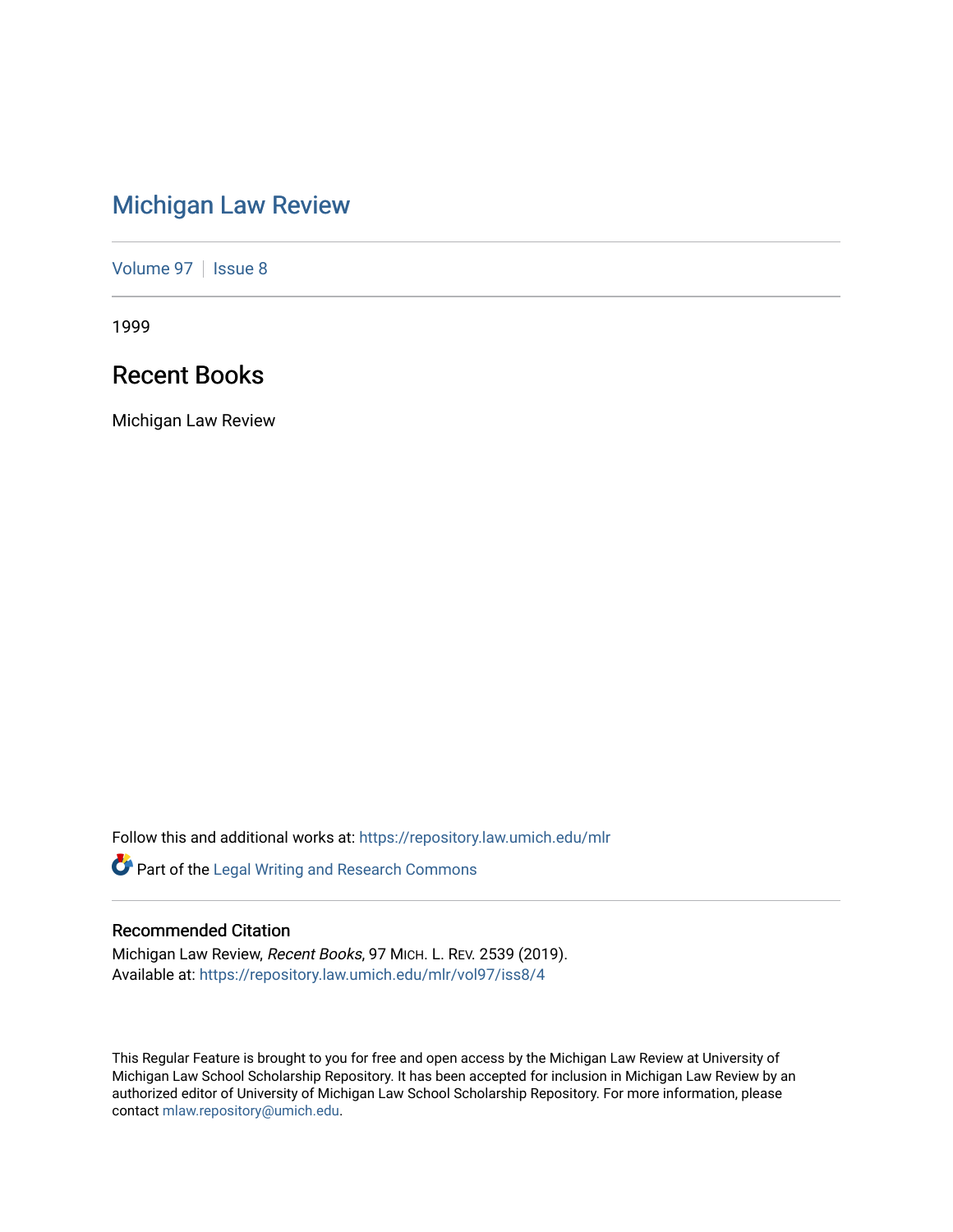# Michigan Law Review

Volume 97 | Issue 8

1999

## Recent Books

Michigan Law Review

Follow this and additional works at: https://repository.law.umich.edu/mlr

Part of the Legal Writing and Research Commons

### Recommended Citation

Michigan Law Review, *Recent Books*, 97 MICH. L. REV. 2539 (2019).
Available at: https://repository.law.umich.edu/mlr/vol97/iss8/4

This Regular Feature is brought to you for free and open access by the Michigan Law Review at University of Michigan Law School Scholarship Repository. It has been accepted for inclusion in Michigan Law Review by an authorized editor of University of Michigan Law School Scholarship Repository. For more information, please contact mlaw.repository@umich.edu.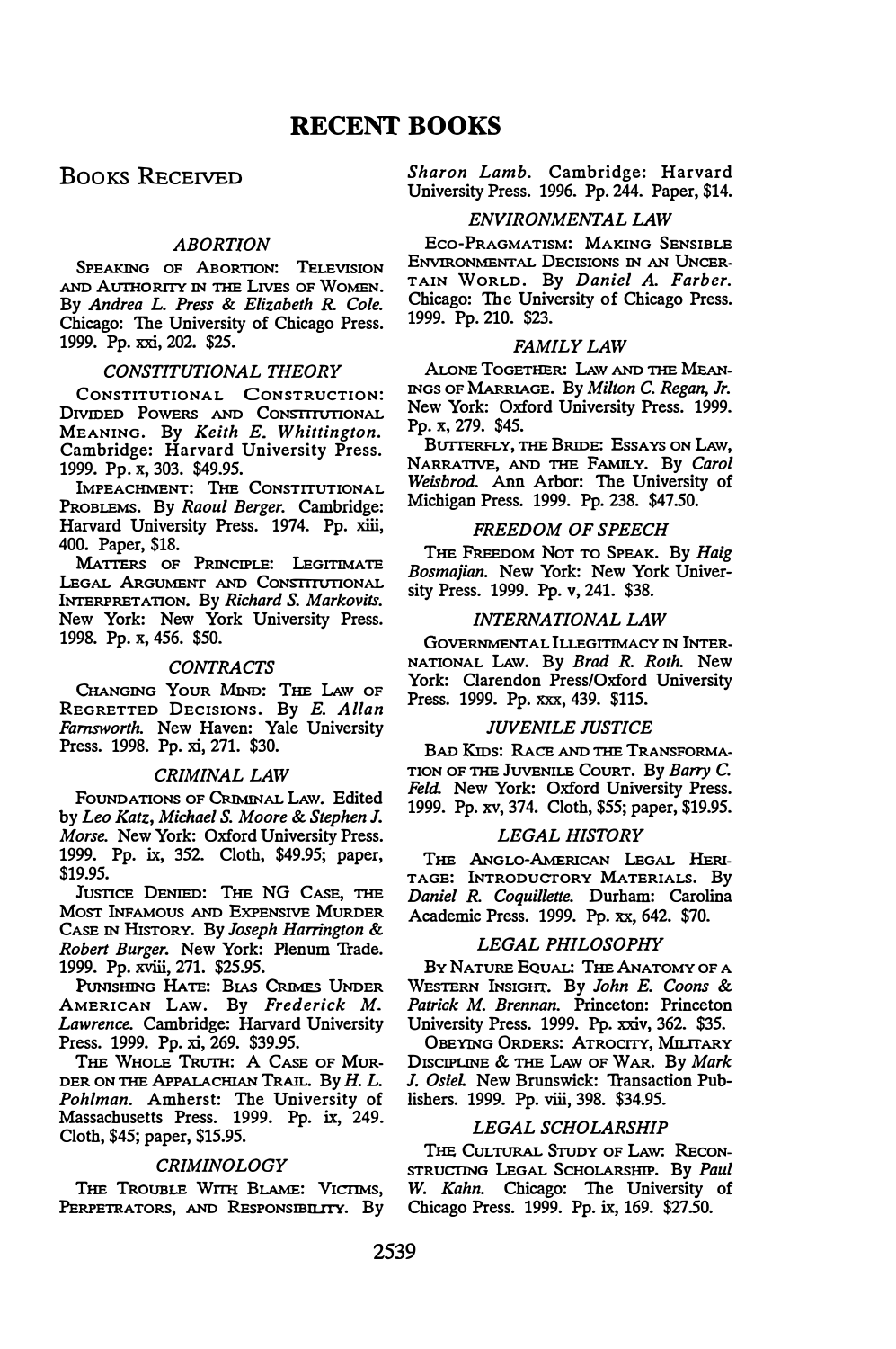# RECENT BOOKS

## Books Received

### *ABORTION*

Speaking of Abortion: Television and Authority in the Lives of Women. By *Andrea L. Press & Elizabeth R. Cole.* Chicago: The University of Chicago Press. 1999. Pp. xxi, 202. $25.

### *CONSTITUTIONAL THEORY*

Constitutional Construction: Divided Powers and Constitutional Meaning. By *Keith E. Whittington.* Cambridge: Harvard University Press. 1999. Pp. x, 303. $49.95.

Impeachment: The Constitutional Problems. By *Raoul Berger.* Cambridge: Harvard University Press. 1974. Pp. xiii, 400. Paper, $18.

Matters of Principle: Legitimate Legal Argument and Constitutional Interpretation. By *Richard S. Markovits.* New York: New York University Press. 1998. Pp. x, 456. $50.

### *CONTRACTS*

Changing Your Mind: The Law of Regretted Decisions. By *E. Allan Farnsworth.* New Haven: Yale University Press. 1998. Pp. xi, 271. $30.

### *CRIMINAL LAW*

Foundations of Criminal Law. Edited by *Leo Katz, Michael S. Moore & Stephen J. Morse.* New York: Oxford University Press. 1999. Pp. ix, 352. Cloth, $49.95; paper, $19.95.

Justice Denied: The NG Case, the Most Infamous and Expensive Murder Case in History. By *Joseph Harrington & Robert Burger.* New York: Plenum Trade. 1999. Pp. xviii, 271. $25.95.

Punishing Hate: Bias Crimes Under American Law. By *Frederick M. Lawrence.* Cambridge: Harvard University Press. 1999. Pp. xi, 269. $39.95.

The Whole Truth: A Case of Murder on the Appalachian Trail. By *H. L. Pohlman.* Amherst: The University of Massachusetts Press. 1999. Pp. ix, 249. Cloth, $45; paper, $15.95.

### *CRIMINOLOGY*

The Trouble With Blame: Victims, Perpetrators, and Responsibility. By *Sharon Lamb.* Cambridge: Harvard University Press. 1996. Pp. 244. Paper, $14.

### *ENVIRONMENTAL LAW*

Eco-Pragmatism: Making Sensible Environmental Decisions in an Uncertain World. By *Daniel A. Farber.* Chicago: The University of Chicago Press. 1999. Pp. 210. $23.

### *FAMILY LAW*

Alone Together: Law and the Meanings of Marriage. By *Milton C. Regan, Jr.* New York: Oxford University Press. 1999. Pp. x, 279. $45.

Butterfly, the Bride: Essays on Law, Narrative, and the Family. By *Carol Weisbrod.* Ann Arbor: The University of Michigan Press. 1999. Pp. 238. $47.50.

### *FREEDOM OF SPEECH*

The Freedom Not to Speak. By *Haig Bosmajian.* New York: New York University Press. 1999. Pp. v, 241. $38.

### *INTERNATIONAL LAW*

Governmental Illegitimacy in International Law. By *Brad R. Roth.* New York: Clarendon Press/Oxford University Press. 1999. Pp. xxx, 439. $115.

### *JUVENILE JUSTICE*

Bad Kids: Race and the Transformation of the Juvenile Court. By *Barry C. Feld.* New York: Oxford University Press. 1999. Pp. xv, 374. Cloth, $55; paper, $19.95.

### *LEGAL HISTORY*

The Anglo-American Legal Heritage: Introductory Materials. By *Daniel R. Coquillette.* Durham: Carolina Academic Press. 1999. Pp. xx, 642. $70.

### *LEGAL PHILOSOPHY*

By Nature Equal: The Anatomy of a Western Insight. By *John E. Coons & Patrick M. Brennan.* Princeton: Princeton University Press. 1999. Pp. xxiv, 362. $35.

Obeying Orders: Atrocity, Military Discipline & the Law of War. By *Mark J. Osiel.* New Brunswick: Transaction Publishers. 1999. Pp. viii, 398. $34.95.

### *LEGAL SCHOLARSHIP*

The Cultural Study of Law: Reconstructing Legal Scholarship. By *Paul W. Kahn.* Chicago: The University of Chicago Press. 1999. Pp. ix, 169. $27.50.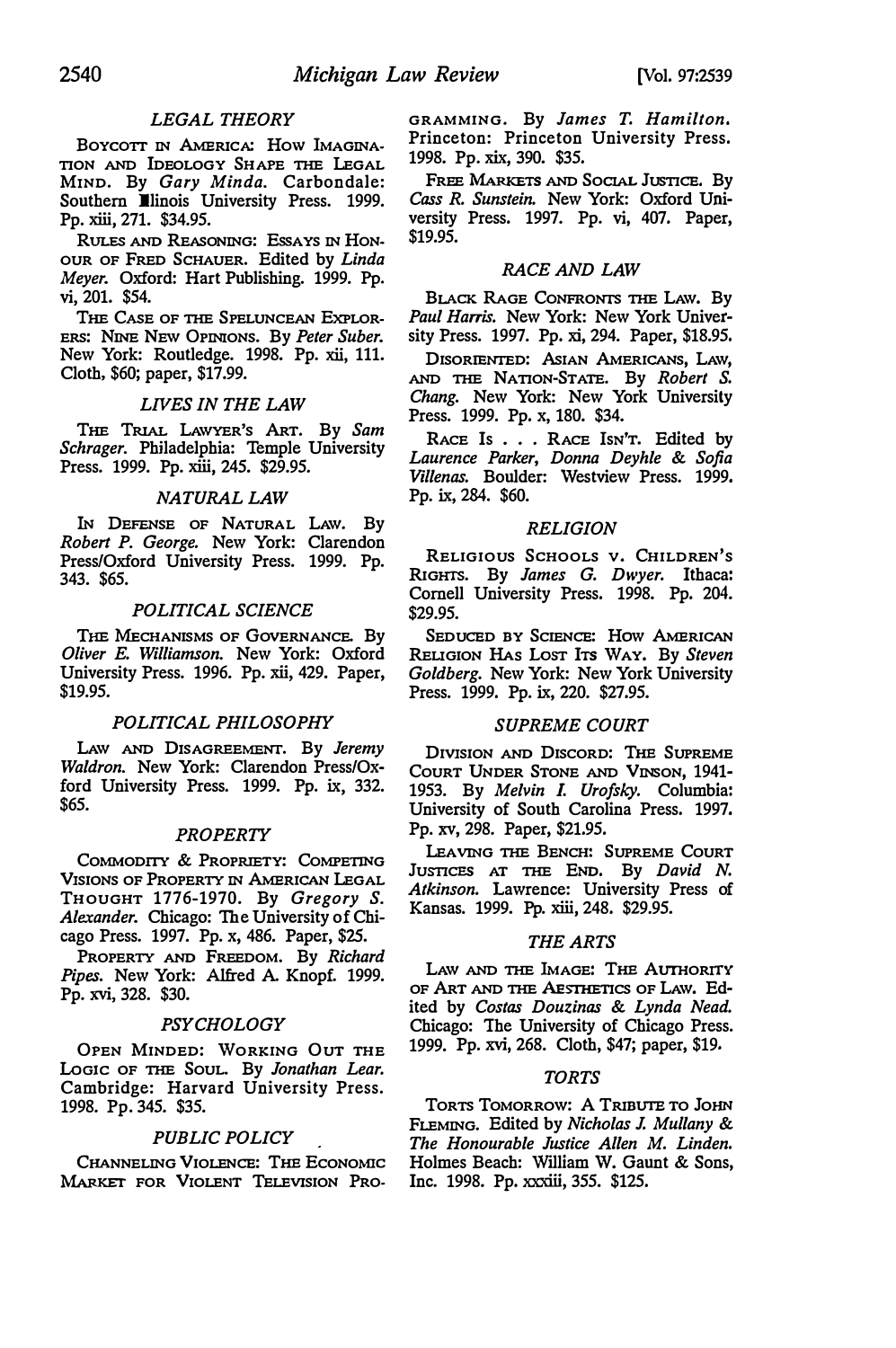### LEGAL THEORY

BOYCOTT IN AMERICA: HOW IMAGINATION AND IDEOLOGY SHAPE THE LEGAL MIND. By *Gary Minda*. Carbondale: Southern Illinois University Press. 1999. Pp. xiii, 271. $34.95.

RULES AND REASONING: ESSAYS IN HONOUR OF FRED SCHAUER. Edited by *Linda Meyer*. Oxford: Hart Publishing. 1999. Pp. vi, 201. $54.

THE CASE OF THE SPELUNCEAN EXPLORERS: NINE NEW OPINIONS. By *Peter Suber*. New York: Routledge. 1998. Pp. xii, 111. Cloth, $60; paper, $17.99.

### LIVES IN THE LAW

THE TRIAL LAWYER'S ART. By *Sam Schrager*. Philadelphia: Temple University Press. 1999. Pp. xiii, 245. $29.95.

### NATURAL LAW

IN DEFENSE OF NATURAL LAW. By *Robert P. George*. New York: Clarendon Press/Oxford University Press. 1999. Pp. 343. $65.

### POLITICAL SCIENCE

THE MECHANISMS OF GOVERNANCE. By *Oliver E. Williamson*. New York: Oxford University Press. 1996. Pp. xii, 429. Paper, $19.95.

### POLITICAL PHILOSOPHY

LAW AND DISAGREEMENT. By *Jeremy Waldron*. New York: Clarendon Press/Oxford University Press. 1999. Pp. ix, 332. $65.

### PROPERTY

COMMODITY & PROPRIETY: COMPETING VISIONS OF PROPERTY IN AMERICAN LEGAL THOUGHT 1776-1970. By *Gregory S. Alexander*. Chicago: The University of Chicago Press. 1997. Pp. x, 486. Paper, $25.

PROPERTY AND FREEDOM. By *Richard Pipes*. New York: Alfred A. Knopf. 1999. Pp. xvi, 328. $30.

### PSYCHOLOGY

OPEN MINDED: WORKING OUT THE LOGIC OF THE SOUL. By *Jonathan Lear*. Cambridge: Harvard University Press. 1998. Pp. 345. $35.

### PUBLIC POLICY

CHANNELING VIOLENCE: THE ECONOMIC MARKET FOR VIOLENT TELEVISION PROGRAMMING. By *James T. Hamilton*. Princeton: Princeton University Press. 1998. Pp. xix, 390. $35.

FREE MARKETS AND SOCIAL JUSTICE. By *Cass R. Sunstein*. New York: Oxford University Press. 1997. Pp. vi, 407. Paper, $19.95.

### RACE AND LAW

BLACK RAGE CONFRONTS THE LAW. By *Paul Harris*. New York: New York University Press. 1997. Pp. xi, 294. Paper, $18.95.

DISORIENTED: ASIAN AMERICANS, LAW, AND THE NATION-STATE. By *Robert S. Chang*. New York: New York University Press. 1999. Pp. x, 180. $34.

RACE IS . . . RACE ISN'T. Edited by *Laurence Parker, Donna Deyhle & Sofia Villenas*. Boulder: Westview Press. 1999. Pp. ix, 284. $60.

### RELIGION

RELIGIOUS SCHOOLS V. CHILDREN'S RIGHTS. By *James G. Dwyer*. Ithaca: Cornell University Press. 1998. Pp. 204. $29.95.

SEDUCED BY SCIENCE: HOW AMERICAN RELIGION HAS LOST ITS WAY. By *Steven Goldberg*. New York: New York University Press. 1999. Pp. ix, 220. $27.95.

### SUPREME COURT

DIVISION AND DISCORD: THE SUPREME COURT UNDER STONE AND VINSON, 1941-1953. By *Melvin I. Urofsky*. Columbia: University of South Carolina Press. 1997. Pp. xv, 298. Paper, $21.95.

LEAVING THE BENCH: SUPREME COURT JUSTICES AT THE END. By *David N. Atkinson*. Lawrence: University Press of Kansas. 1999. Pp. xiii, 248. $29.95.

### THE ARTS

LAW AND THE IMAGE: THE AUTHORITY OF ART AND THE AESTHETICS OF LAW. Edited by *Costas Douzinas & Lynda Nead*. Chicago: The University of Chicago Press. 1999. Pp. xvi, 268. Cloth, $47; paper, $19.

### TORTS

TORTS TOMORROW: A TRIBUTE TO JOHN FLEMING. Edited by *Nicholas J. Mullany & The Honourable Justice Allen M. Linden*. Holmes Beach: William W. Gaunt & Sons, Inc. 1998. Pp. xxxiii, 355. $125.